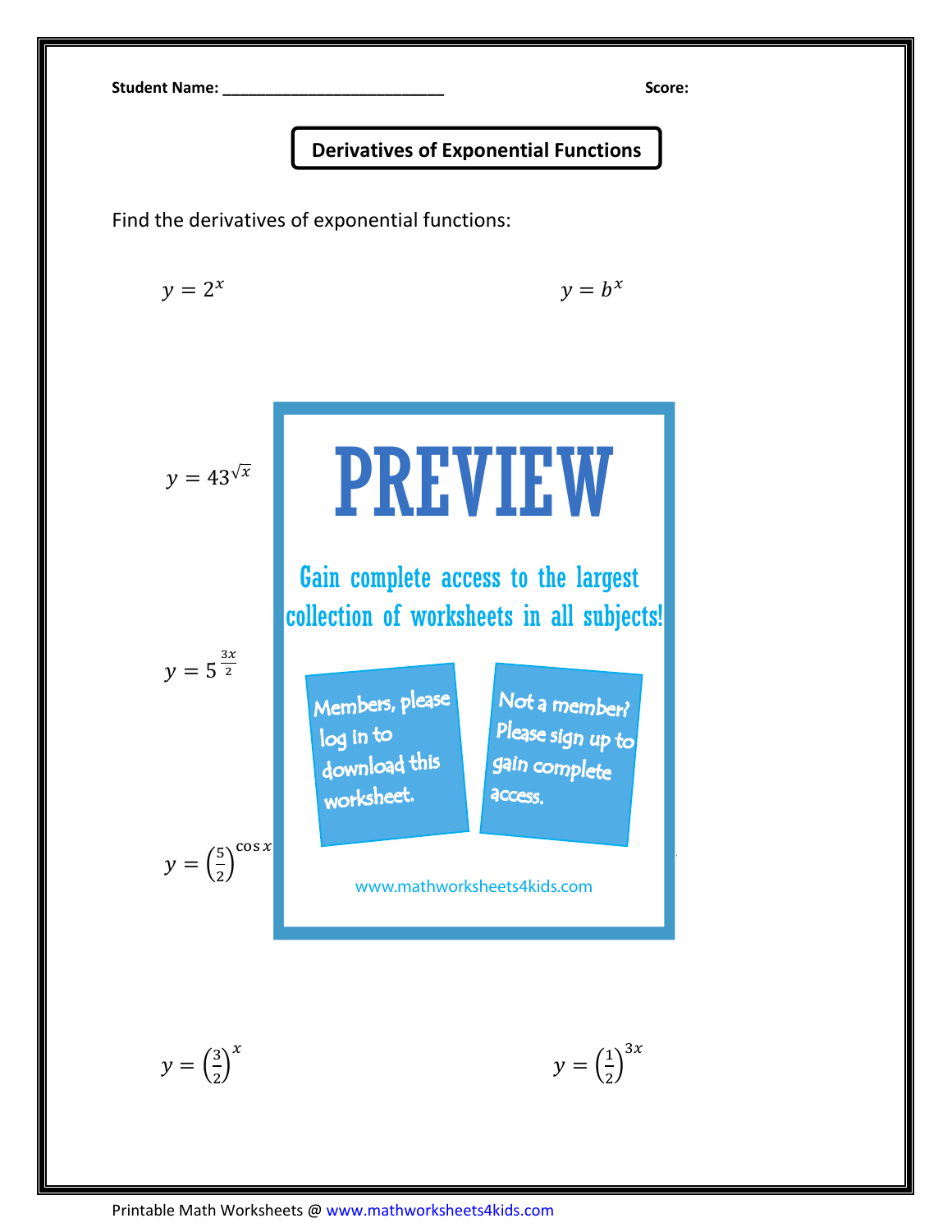**Student Name:** ___________________________ **Score:**

## Derivatives of Exponential Functions

Find the derivatives of exponential functions:

$y = 2^x$

$y = b^x$

$y = 43^{\sqrt{x}}$

$y = 5^{\frac{3x}{2}}$

$y = \left(\frac{5}{2}\right)^{\cos x}$

PREVIEW

Gain complete access to the largest collection of worksheets in all subjects!

Members, please log in to download this worksheet.

Not a member? Please sign up to gain complete access.

www.mathworksheets4kids.com

$y = \left(\frac{3}{2}\right)^x$

$y = \left(\frac{1}{2}\right)^{3x}$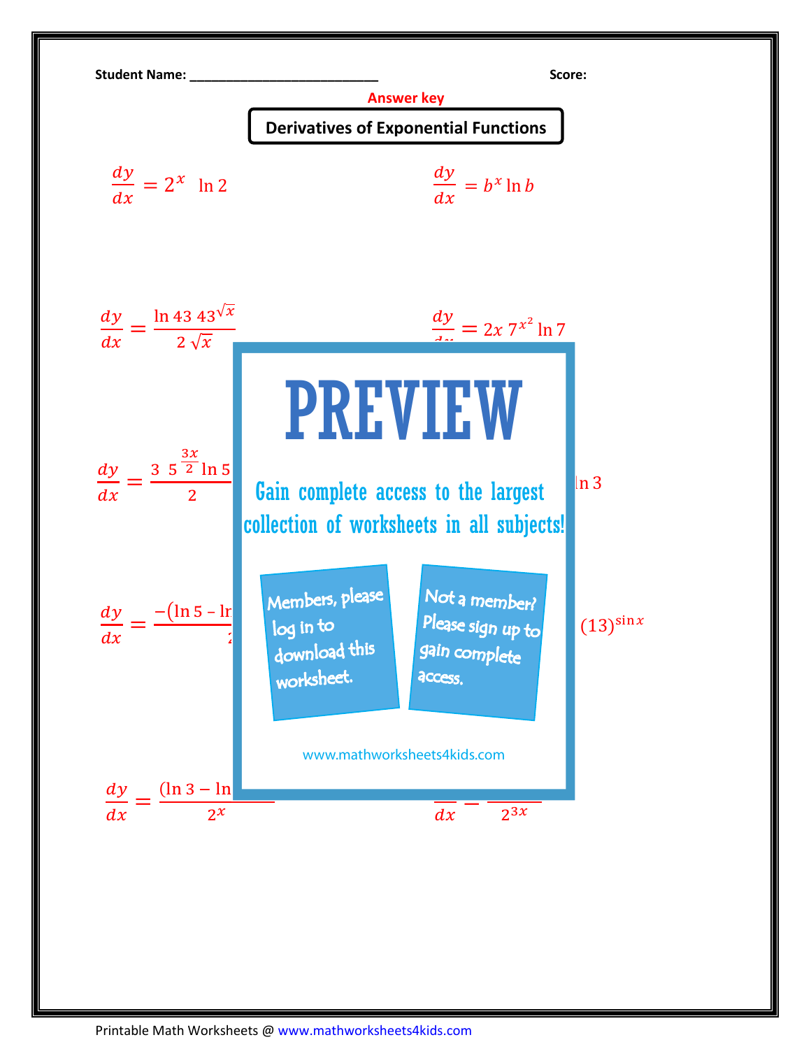Student Name: ___________________________ Score:

**Answer key**

## Derivatives of Exponential Functions

$$\frac{dy}{dx} = 2^x \ \ln 2$$

$$\frac{dy}{dx} = b^x \ln b$$

$$\frac{dy}{dx} = \frac{\ln 43 \ 43^{\sqrt{x}}}{2\sqrt{x}}$$

$$\frac{dy}{dx} = 2x \ 7^{x^2} \ln 7$$

$$\frac{dy}{dx} = \frac{3 \ 5^{\frac{3x}{2}} \ln 5}{2}$$

$\ln 3$

$\frac{dy}{dx} = \frac{-(\ln 5 - \ln$

$(13)^{\sin x}$

$\frac{dy}{dx} = \frac{(\ln 3 - \ln}{2^x}$

$\frac{}{dx} - \frac{}{2^{3x}}$

PREVIEW

Gain complete access to the largest collection of worksheets in all subjects!

Members, please log in to download this worksheet.

Not a member? Please sign up to gain complete access.

www.mathworksheets4kids.com

Printable Math Worksheets @ www.mathworksheets4kids.com